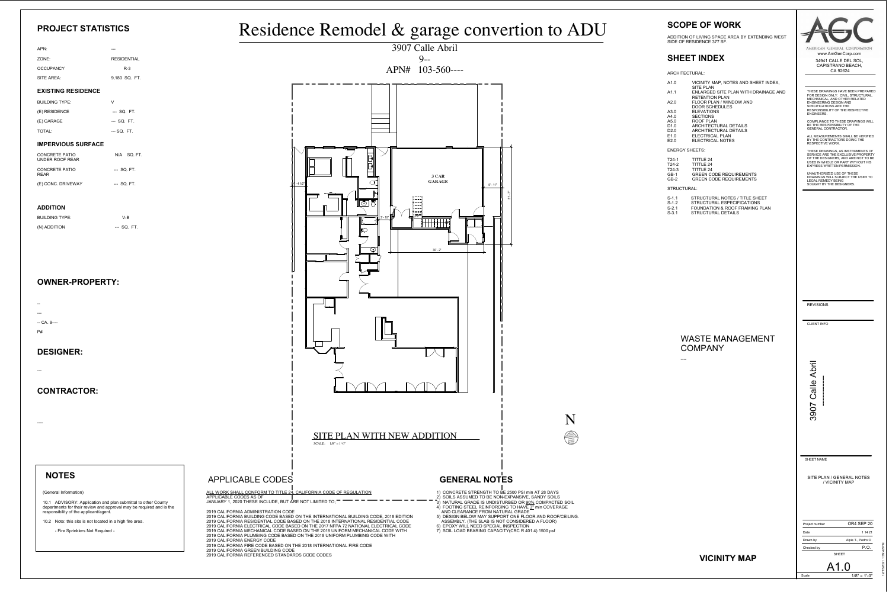# Residence Remodel & garage convertion to ADU

3907 Calle Abril

9--

APN# 103-560----

## PROJECT STATISTICS

| | |
|---|---|
| APN: | --- |
| ZONE: | RESIDENTIAL |
| OCCUPANCY | R-3 |
| SITE AREA: | 9,180 SQ. FT. |

### EXISTING RESIDENCE

| | |
|---|---|
| BUILDING TYPE: | V |
| (E) RESIDENCE | --- SQ. FT. |
| (E) GARAGE | --- SQ. FT. |
| TOTAL: | --- SQ. FT. |

### IMPERVIOUS SURFACE

| | |
|---|---|
| CONCRETE PATIO UNDER ROOF REAR | N/A SQ. FT. |
| CONCRETE PATIO REAR | --- SQ. FT. |
| (E) CONC. DRIVEWAY | --- SQ. FT. |

### ADDITION

| | |
|---|---|
| BUILDING TYPE: | V-B |
| (N) ADDITION | --- SQ. FT. |

## OWNER-PROPERTY:

--

---

-- CA. 9----

P#

## DESIGNER:

---

## CONTRACTOR:

----

## NOTES

(General Information)

10.1 ADVISORY: Application and plan submittal to other County departments for their review and approval may be required and is the responsibility of the applicant/agent.

10.2 Note: this site is not located in a high fire area.

- Fire Sprinklers Not Required -

3 CAR GARAGE

5' - 11"

37' - 7"

30' - 2"

SITE PLAN WITH NEW ADDITION

SCALE: 1/8" = 1'-0"

N

## APPLICABLE CODES

ALL WORK SHALL CONFORM TO TITLE 24, CALIFORNIA CODE OF REGULATION

APPLICABLE CODES AS OF JANUARY 1, 2020 THESE INCLUDE, BUT ARE NOT LIMITED TO;

2019 CALIFORNIA ADMINISTRATION CODE
2019 CALIFORNIA BUILDING CODE BASED ON THE INTERNATIONAL BUILDING CODE, 2018 EDITION
2019 CALIFORNIA RESIDENTIAL CODE BASED ON THE 2018 INTERNATIONAL RESIDENTIAL CODE
2019 CALIFORNIA ELECTRICAL CODE BASED ON THE 2017 NFPA 72 NATIONAL ELECTRICAL CODE
2019 CALIFORNIA MECHANICAL CODE BASED ON THE 2018 UNIFORM MECHANICAL CODE WITH
2019 CALIFORNIA PLUMBING CODE BASED ON THE 2018 UNIFORM PLUMBING CODE WITH
2019 CALIFORNIA ENERGY CODE
2019 CALIFORNIA FIRE CODE BASED ON THE 2018 INTERNATIONAL FIRE CODE
2019 CALIFORNIA GREEN BUILDING CODE
2019 CALIFORNIA REFERENCED STANDARDS CODE CODES

## GENERAL NOTES

1) CONCRETE STRENGTH TO BE 2500 PSI min AT 28 DAYS
2) SOILS ASSUMED TO BE NON-EXPANSIVE, SANDY SOILS
3) NATURAL GRADE IS UNDISTURBED OR 90% COMPACTED SOIL
4) FOOTING STEEL REINFORCING TO HAVE 3" min COVERAGE AND CLEARANCE FROM NATURAL GRADE
5) DESIGN BELOW MAY SUPPORT ONE FLOOR AND ROOF/CEILING. ASSEMBLY. (THE SLAB IS NOT CONSIDERED A FLOOR)
6) EPOXY WILL NEED SPECIAL INSPECTION
7) SOIL LOAD BEARING CAPACITY(CRC R 401.4) 1500 psf

## SCOPE OF WORK

ADDITION OF LIVING SPACE AREA BY EXTENDING WEST SIDE OF RESIDENCE 377 SF.

## SHEET INDEX

ARCHITECTURAL:

| | |
|---|---|
| A1.0 | VICINITY MAP, NOTES AND SHEET INDEX, SITE PLAN |
| A1.1 | ENLARGED SITE PLAN WITH DRAINAGE AND RETENTION PLAN |
| A2.0 | FLOOR PLAN / WINDOW AND DOOR SCHEDULES |
| A3.0 | ELEVATIONS |
| A4.0 | SECTIONS |
| A5.0 | ROOF PLAN |
| D1.0 | ARCHITECTURAL DETAILS |
| D2.0 | ARCHITECTURAL DETAILS |
| E1.0 | ELECTRICAL PLAN |
| E2.0 | ELECTRICAL NOTES |

ENERGY SHEETS:

| | |
|---|---|
| T24-1 | TITTLE 24 |
| T24-2 | TITTLE 24 |
| T24-3 | TITTLE 24 |
| GB-1 | GREEN CODE REQUIREMENTS |
| GB-2 | GREEN CODE REQUIREMENTS |

STRUCTURAL:

| | |
|---|---|
| S-1.1 | STRUCTURAL NOTES / TITLE SHEET |
| S-1.2 | STRUCTURAL ESPECIFICATIONS |
| S-2.1 | FOUNDATION & ROOF FRAMING PLAN |
| S-3.1 | STRUCTURAL DETAILS |

WASTE MANAGEMENT COMPANY

----

VICINITY MAP

AGC

AMERICAN GENERAL CORPORATION

www.AmGenCorp.com

34941 CALLE DEL SOL, CAPISTRANO BEACH, CA 92624

THESE DRAWINGS HAVE BEEN PREPARED FOR DESIGN ONLY. CIVIL, STRUCTURAL, MECHANICAL, AND OTHER RELATED ENGINEERING DESIGN AND SPECIFICATIONS ARE THE RESPONSIBILITY OF THE RESPECTIVE ENGINEERS.

COMPLIANCE TO THESE DRAWINGS WILL BE THE RESPONSIBILITY OF THE GENERAL CONTRACTOR.

ALL MEASUREMENTS SHALL BE VERIFIED BY THE CONTRACTORS DOING THE RESPECTIVE WORK.

THESE DRAWINGS, AS INSTRUMENTS OF SERVICE ARE THE EXCLUSIVE PROPERTY OF THE DESIGNERS, AND ARE NOT TO BE USED IN WHOLE OR PART WITHOUT HIS EXPRESS WRITTEN PERMISSION.

UNAUTHORIZED USE OF THESE DRAWINGS WILL SUBJECT THE USER TO LEGAL REMEDY BEING SOUGHT BY THE DESIGNERS.

REVISIONS

CLIENT INFO

3907 Calle Abril

SHEET NAME

SITE PLAN / GENERAL NOTES / VICINITY MAP

| | |
|---|---|
| Project number | OR4 SEP 20 |
| Date | 1 14 21 |
| Drawn by | Alpie T., Pedro D |
| Checked by | P.O. |

SHEET

A1.0

Scale 1/8" = 1'-0"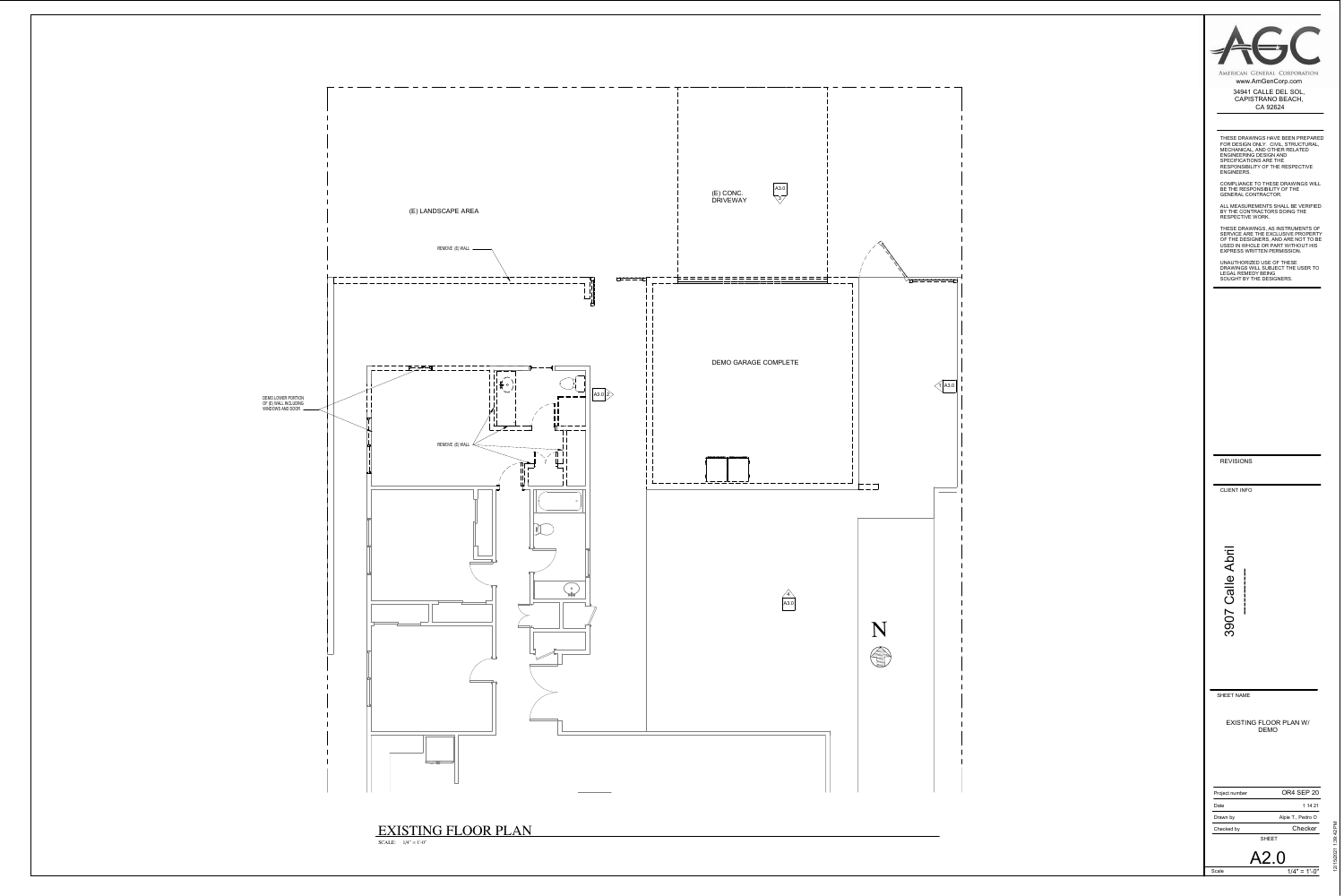(E) LANDSCAPE AREA

REMOVE (E) WALL

(E) CONC. DRIVEWAY

A3.0

DEMO LOWER PORTION OF (E) WALL INCLUDING WINDOWS AND DOOR

REMOVE (E) WALL

A3.0 2

DEMO GARAGE COMPLETE

1 A3.0

4 A3.0

N

# EXISTING FLOOR PLAN

SCALE: 1/4" = 1'-0"

AGC

AMERICAN GENERAL CORPORATION

www.AmGenCorp.com

34941 CALLE DEL SOL, CAPISTRANO BEACH, CA 92624

THESE DRAWINGS HAVE BEEN PREPARED FOR DESIGN ONLY. CIVIL, STRUCTURAL, MECHANICAL, AND OTHER RELATED ENGINEERING DESIGN AND SPECIFICATIONS ARE THE RESPONSIBILITY OF THE RESPECTIVE ENGINEERS.

COMPLIANCE TO THESE DRAWINGS WILL BE THE RESPONSIBILITY OF THE GENERAL CONTRACTOR.

ALL MEASUREMENTS SHALL BE VERIFIED BY THE CONTRACTORS DOING THE RESPECTIVE WORK.

THESE DRAWINGS, AS INSTRUMENTS OF SERVICE ARE THE EXCLUSIVE PROPERTY OF THE DESIGNERS, AND ARE NOT TO BE USED IN WHOLE OR PART WITHOUT HIS EXPRESS WRITTEN PERMISSION.

UNAUTHORIZED USE OF THESE DRAWINGS WILL SUBJECT THE USER TO LEGAL REMEDY BEING SOUGHT BY THE DESIGNERS.

REVISIONS

CLIENT INFO

3907 Calle Abril

SHEET NAME

EXISTING FLOOR PLAN W/ DEMO

| | |
|---|---|
| Project number | OR4 SEP 20 |
| Date | 1 14 21 |
| Drawn by | Alpie T., Pedro D |
| Checked by | Checker |

SHEET

A2.0

Scale 1/4" = 1'-0"

12/15/2021 1:59:42 PM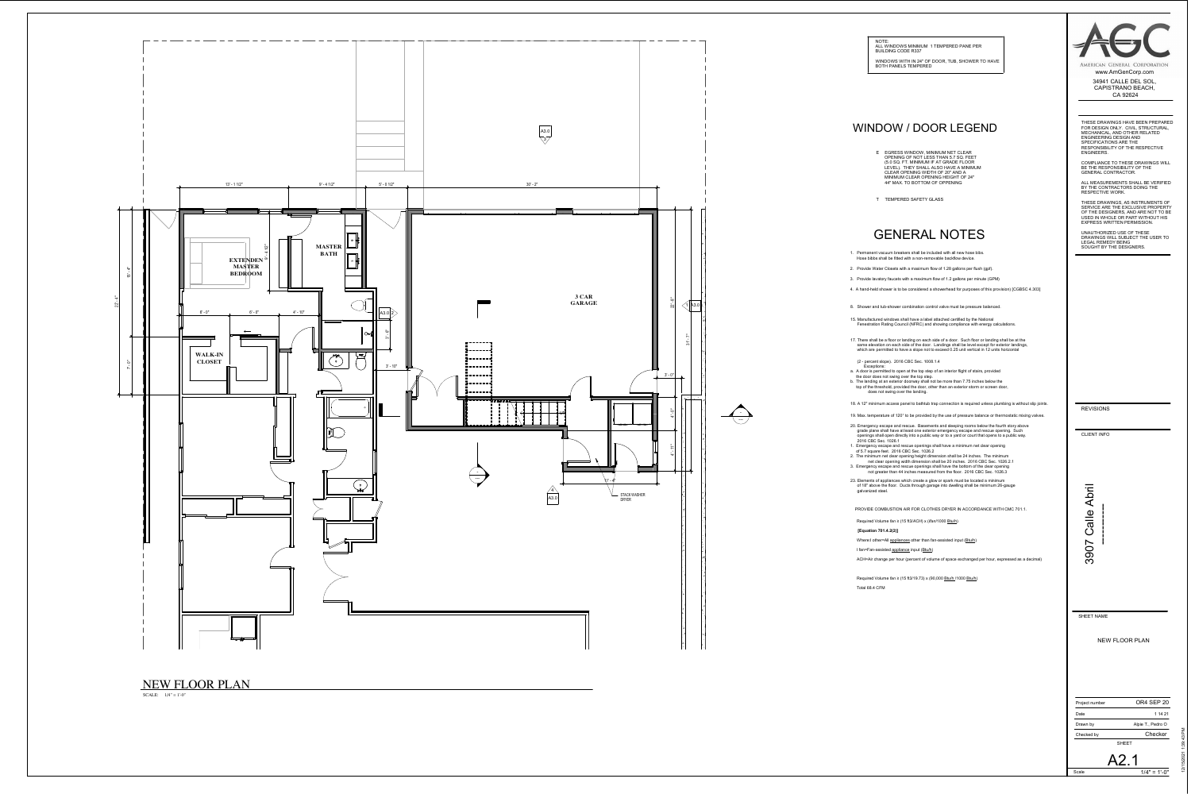NOTE:
ALL WINDOWS MINIMUM 1 TEMPERED PANE PER BUILDING CODE R337

WINDOWS WITH IN 24" OF DOOR, TUB, SHOWER TO HAVE BOTH PANELS TEMPERED

# WINDOW / DOOR LEGEND

E EGRESS WINDOW, MINIMUM NET CLEAR OPENING OF NOT LESS THAN 5.7 SQ. FEET (5.0 SQ. FT. MINIMUM IF AT GRADE FLOOR LEVEL). THEY SHALL ALSO HAVE A MINIMUM CLEAR OPENING WIDTH OF 20" AND A MINIMUM CLEAR OPENING HEIGHT OF 24" 44" MAX. TO BOTTOM OF OPPENING

T TEMPERED SAFETY GLASS

# GENERAL NOTES

1. Permanent vacuum breakers shall be included with all new hose bibs. Hose bibbs shall be fitted with a non-removable backflow device.
2. Provide Water Closets with a maximum flow of 1.28 gallons per flush (gpf).
3. Provide lavatory faucets with a maximum flow of 1.2 gallons per minute (GPM)
4. A hand-held shower is to be considered a showerhead for purposes of this provision) [CGBSC 4.303]
8. Shower and tub-shower combination control valve must be pressure balanced.
15. Manufactured windows shall have a label attached certified by the National Fenestration Rating Council (NFRC) and showing compliance with energy calculations.
17. There shall be a floor or landing on each side of a door. Such floor or landing shall be at the same elevation on each side of the door. Landings shall be level except for exterior landings, which are permitted to have a slope not to exceed 0.25 unit vertical in 12 units horizontal

(2 - percent slope). 2016 CBC Sec. 1008.1.4
Exceptions:
a. A door is permitted to open at the top step of an interior flight of stairs, provided the door does not swing over the top step.
b. The landing at an exterior doorway shall not be more than 7.75 inches below the top of the threshold, provided the door, other than an exterior storm or screen door, does not swing over the landing.

18. A 12" minimum access panel to bathtub trap connection is required unless plumbing is without slip joints.
19. Max. temperature of 120° to be provided by the use of pressure balance or thermostatic mixing valves.
20. Emergency escape and rescue. Basements and sleeping rooms below the fourth story above grade plane shall have at least one exterior emergency escape and rescue opening. Such openings shall open directly into a public way or to a yard or court that opens to a public way. 2016 CBC Sec. 1026.1
1. Emergency escape and rescue openings shall have a minimum net clear opening of 5.7 square feet. 2016 CBC Sec. 1026.2
2. The minimum net clear opening height dimension shall be 24 inches. The minimum net clear opening width dimension shall be 20 inches. 2016 CBC Sec. 1026.2.1
3. Emergency escape and rescue openings shall have the bottom of the clear opening not greater than 44 inches measured from the floor. 2016 CBC Sec. 1026.3
23. Elements of appliances which creats a glow or spark must be located a minimum of 18" above the floor. Ducts through garage into dwelling shall be minimum 26-gauge galvanized steel.

PROVIDE COMBUSTION AIR FOR CLOTHES DRYER IN ACCORDANCE WITH CMC 701.1.

Required Volume 8in ≥ (15 ft3/ACH) x (Ifan/1000 Btu/h)

**[Equation 701.4.2(3)]**

Where I other=All appliances other than fan-assisted input (Btu/h)

I fan=Fan-assisted appliance input (Btu/h)

ACH=Air change per hour (percent of volume of space exchanged per hour, expressed as a decimal)

Required Volume 8in ≥ (15 ft3/19.73) x (90,000 Btu/h /1000 Btu/h)

Total 68.4 CFM

## NEW FLOOR PLAN

SCALE: 1/4" = 1'-0"

Plan labels: EXTENDEN MASTER BEDROOM; MASTER BATH; WALK-IN CLOSET; 3 CAR GARAGE; STACK WASHER DRYER; A3.0

Dimensions: 13' - 1 1/2"; 9' - 4 1/2"; 5' - 0 1/2"; 30' - 2"; 15' - 4"; 22' - 4"; 7' - 0"; 6' - 0"; 6' - 0"; 4' - 10"; 9' - 4 1/2"; 3' - 8"; 3' - 10"; 22' - 8"; 11' - 7"; 3' - 0"; 4' - 0"; 4' - 11"; 11' - 4"

AGC
AMERICAN GENERAL CORPORATION
www.AmGenCorp.com
34941 CALLE DEL SOL,
CAPISTRANO BEACH,
CA 92624

THESE DRAWINGS HAVE BEEN PREPARED FOR DESIGN ONLY. CIVIL, STRUCTURAL, MECHANICAL, AND OTHER RELATED ENGINEERING DESIGN AND SPECIFICATIONS ARE THE RESPONSIBILITY OF THE RESPECTIVE ENGINEERS.

COMPLIANCE TO THESE DRAWINGS WILL BE THE RESPONSIBILITY OF THE GENERAL CONTRACTOR.

ALL MEASUREMENTS SHALL BE VERIFIED BY THE CONTRACTORS DOING THE RESPECTIVE WORK.

THESE DRAWINGS, AS INSTRUMENTS OF SERVICE ARE THE EXCLUSIVE PROPERTY OF THE DESIGNERS, AND ARE NOT TO BE USED IN WHOLE OR PART WITHOUT HIS EXPRESS WRITTEN PERMISSION.

UNAUTHORIZED USE OF THESE DRAWINGS WILL SUBJECT THE USER TO LEGAL REMEDY BEING SOUGHT BY THE DESIGNERS.

REVISIONS

CLIENT INFO

3907 Calle Abril

SHEET NAME

NEW FLOOR PLAN

| | |
|---|---|
| Project number | OR4 SEP 20 |
| Date | 1 14 21 |
| Drawn by | Alpie T., Pedro D |
| Checked by | Checker |

SHEET

A2.1

Scale 1/4" = 1'-0"

12/15/2021 1:09:43 PM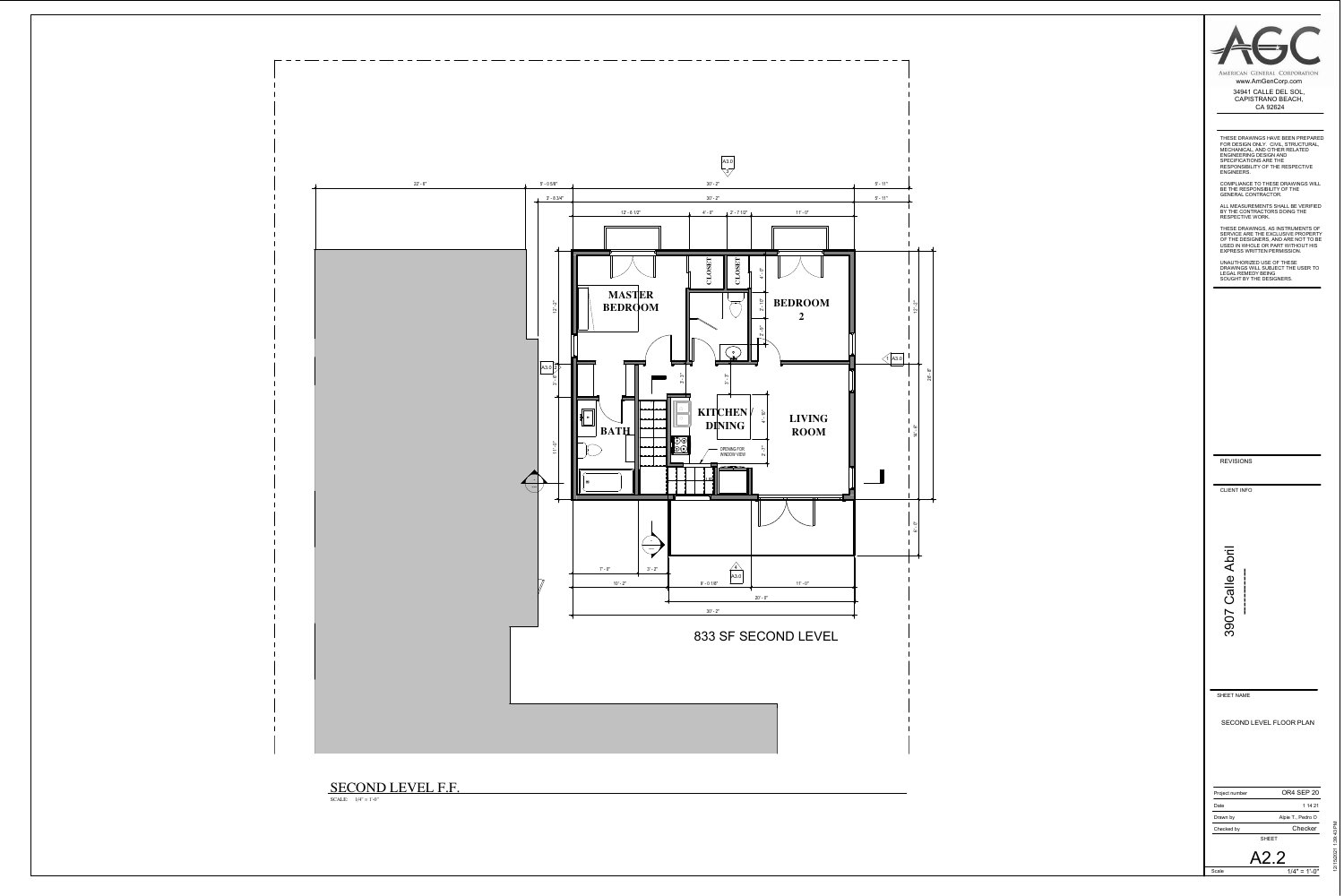# SECOND LEVEL F.F.

SCALE: 1/4" = 1'-0"

MASTER BEDROOM

CLOSET

CLOSET

BEDROOM 2

BATH

KITCHEN / DINING

LIVING ROOM

OPENING FOR WINDOW VIEW

833 SF SECOND LEVEL

22' - 6"

5' - 0 5/8"

3' - 8 3/4"

30' - 2"

30' - 2"

5' - 11"

5' - 11"

12' - 6 1/2"

4' - 0"

2' - 7 1/2"

11' - 0"

12' - 2"

3' - 6"

11' - 0"

4' - 6"

2' - 10"

2' - 8"

3' - 3"

3' - 3"

4' - 10"

2' - 7"

12' - 2"

26' - 8"

14' - 6"

6' - 0"

7' - 8"

3' - 2"

10' - 2"

8' - 0 1/8"

11' - 0"

20' - 0"

30' - 2"

A3.0

A3.0

A3.0

A3.0

---

AGC

AMERICAN GENERAL CORPORATION

www.AmGenCorp.com

34941 CALLE DEL SOL, CAPISTRANO BEACH, CA 92624

THESE DRAWINGS HAVE BEEN PREPARED FOR DESIGN ONLY. CIVIL, STRUCTURAL, MECHANICAL, AND OTHER RELATED ENGINEERING DESIGN AND SPECIFICATIONS ARE THE RESPONSIBILITY OF THE RESPECTIVE ENGINEERS.

COMPLIANCE TO THESE DRAWINGS WILL BE THE RESPONSIBILITY OF THE GENERAL CONTRACTOR.

ALL MEASUREMENTS SHALL BE VERIFIED BY THE CONTRACTORS DOING THE RESPECTIVE WORK.

THESE DRAWINGS, AS INSTRUMENTS OF SERVICE ARE THE EXCLUSIVE PROPERTY OF THE DESIGNERS, AND ARE NOT TO BE USED IN WHOLE OR PART WITHOUT HIS EXPRESS WRITTEN PERMISSION.

UNAUTHORIZED USE OF THESE DRAWINGS WILL SUBJECT THE USER TO LEGAL REMEDY BEING SOUGHT BY THE DESIGNERS.

REVISIONS

CLIENT INFO

3907 Calle Abril

SHEET NAME

SECOND LEVEL FLOOR PLAN

| | |
|---|---|
| Project number | OR4 SEP 20 |
| Date | 1 14 21 |
| Drawn by | Alpie T., Pedro D |
| Checked by | Checker |

SHEET

A2.2

Scale 1/4" = 1'-0"

12/15/2021 1:59:43 PM